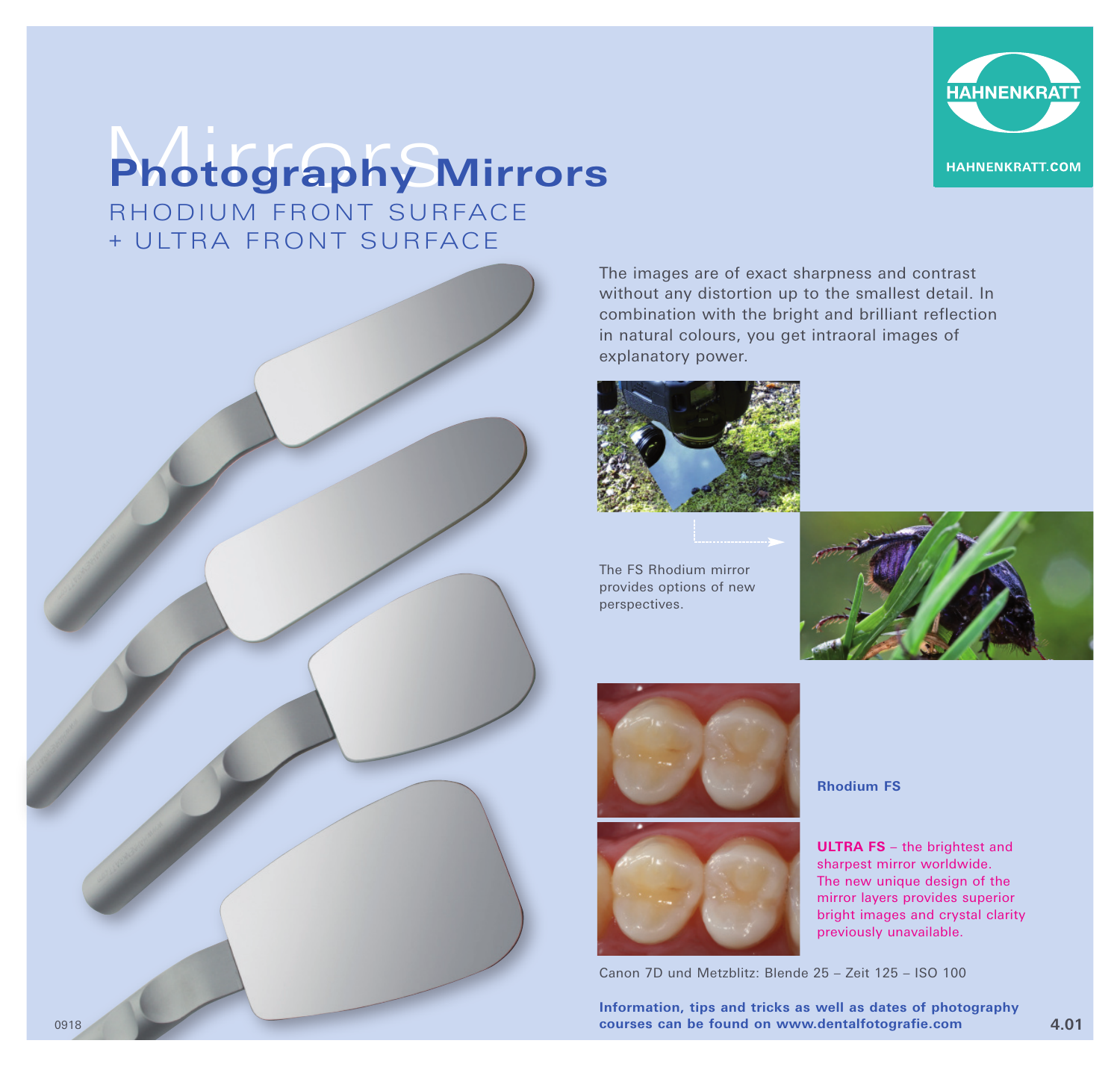# Photography Mirrors

RHODIUM FRONT SURFACE
+ ULTRA FRONT SURFACE

HAHNENKRATT

HAHNENKRATT.COM

The images are of exact sharpness and contrast without any distortion up to the smallest detail. In combination with the bright and brilliant reflection in natural colours, you get intraoral images of explanatory power.

The FS Rhodium mirror provides options of new perspectives.

**Rhodium FS**

**ULTRA FS** – the brightest and sharpest mirror worldwide. The new unique design of the mirror layers provides superior bright images and crystal clarity previously unavailable.

Canon 7D und Metzblitz: Blende 25 – Zeit 125 – ISO 100

**Information, tips and tricks as well as dates of photography courses can be found on www.dentalfotografie.com**

0918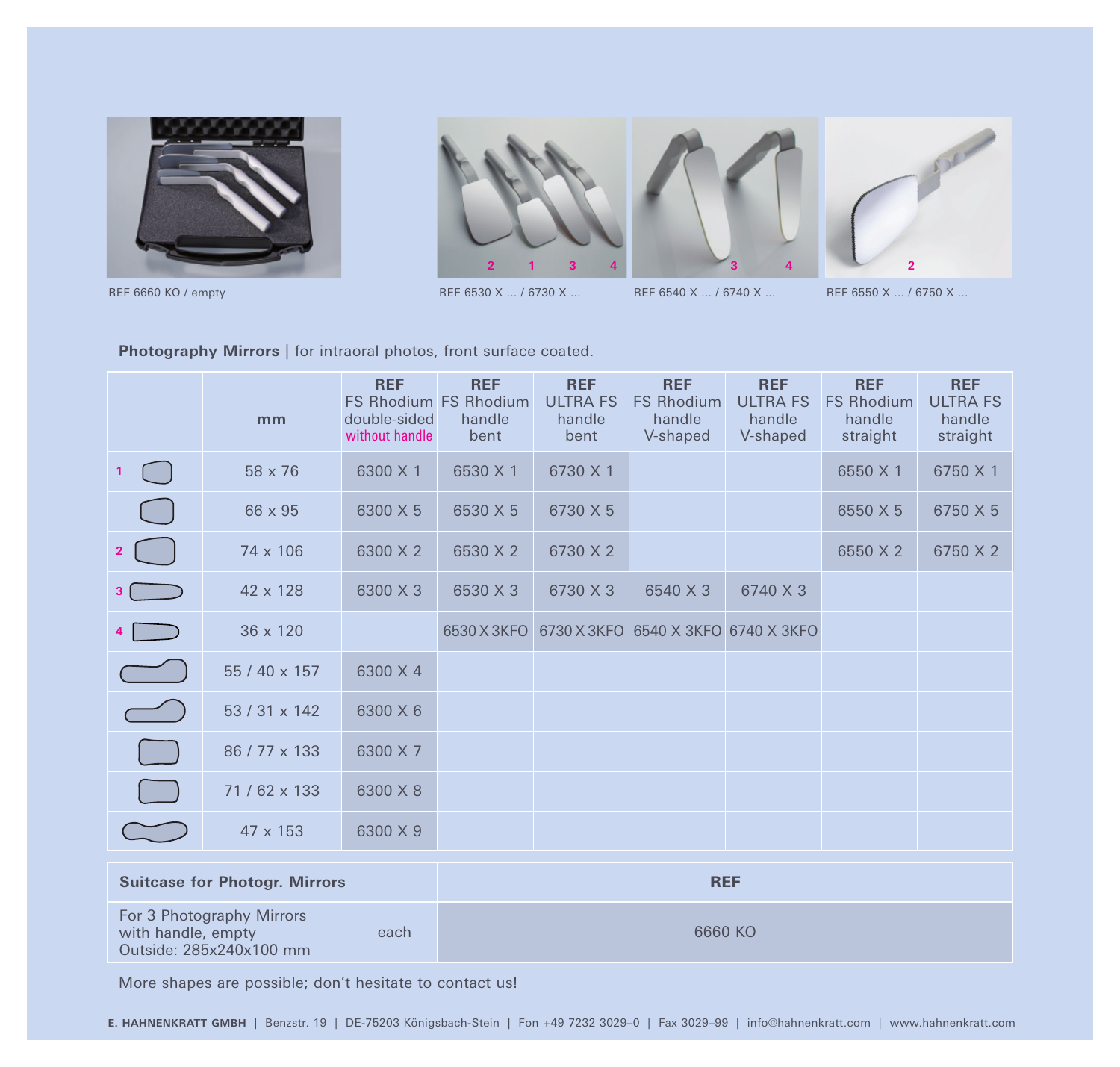REF 6660 KO / empty

2 1 3 4

REF 6530 X ... / 6730 X ...

3 4

REF 6540 X ... / 6740 X ...

2

REF 6550 X ... / 6750 X ...

**Photography Mirrors** | for intraoral photos, front surface coated.

| | mm | REF FS Rhodium double-sided without handle | REF FS Rhodium handle bent | REF ULTRA FS handle bent | REF FS Rhodium handle V-shaped | REF ULTRA FS handle V-shaped | REF FS Rhodium handle straight | REF ULTRA FS handle straight |
|---|---|---|---|---|---|---|---|---|
| 1 | 58 x 76 | 6300 X 1 | 6530 X 1 | 6730 X 1 | | | 6550 X 1 | 6750 X 1 |
| | 66 x 95 | 6300 X 5 | 6530 X 5 | 6730 X 5 | | | 6550 X 5 | 6750 X 5 |
| 2 | 74 x 106 | 6300 X 2 | 6530 X 2 | 6730 X 2 | | | 6550 X 2 | 6750 X 2 |
| 3 | 42 x 128 | 6300 X 3 | 6530 X 3 | 6730 X 3 | 6540 X 3 | 6740 X 3 | | |
| 4 | 36 x 120 | | 6530 X 3KFO | 6730 X 3KFO | 6540 X 3KFO | 6740 X 3KFO | | |
| | 55 / 40 x 157 | 6300 X 4 | | | | | | |
| | 53 / 31 x 142 | 6300 X 6 | | | | | | |
| | 86 / 77 x 133 | 6300 X 7 | | | | | | |
| | 71 / 62 x 133 | 6300 X 8 | | | | | | |
| | 47 x 153 | 6300 X 9 | | | | | | |

| Suitcase for Photogr. Mirrors | | REF |
|---|---|---|
| For 3 Photography Mirrors with handle, empty Outside: 285x240x100 mm | each | 6660 KO |

More shapes are possible; don't hesitate to contact us!

**E. HAHNENKRATT GMBH** | Benzstr. 19 | DE-75203 Königsbach-Stein | Fon +49 7232 3029–0 | Fax 3029–99 | info@hahnenkratt.com | www.hahnenkratt.com